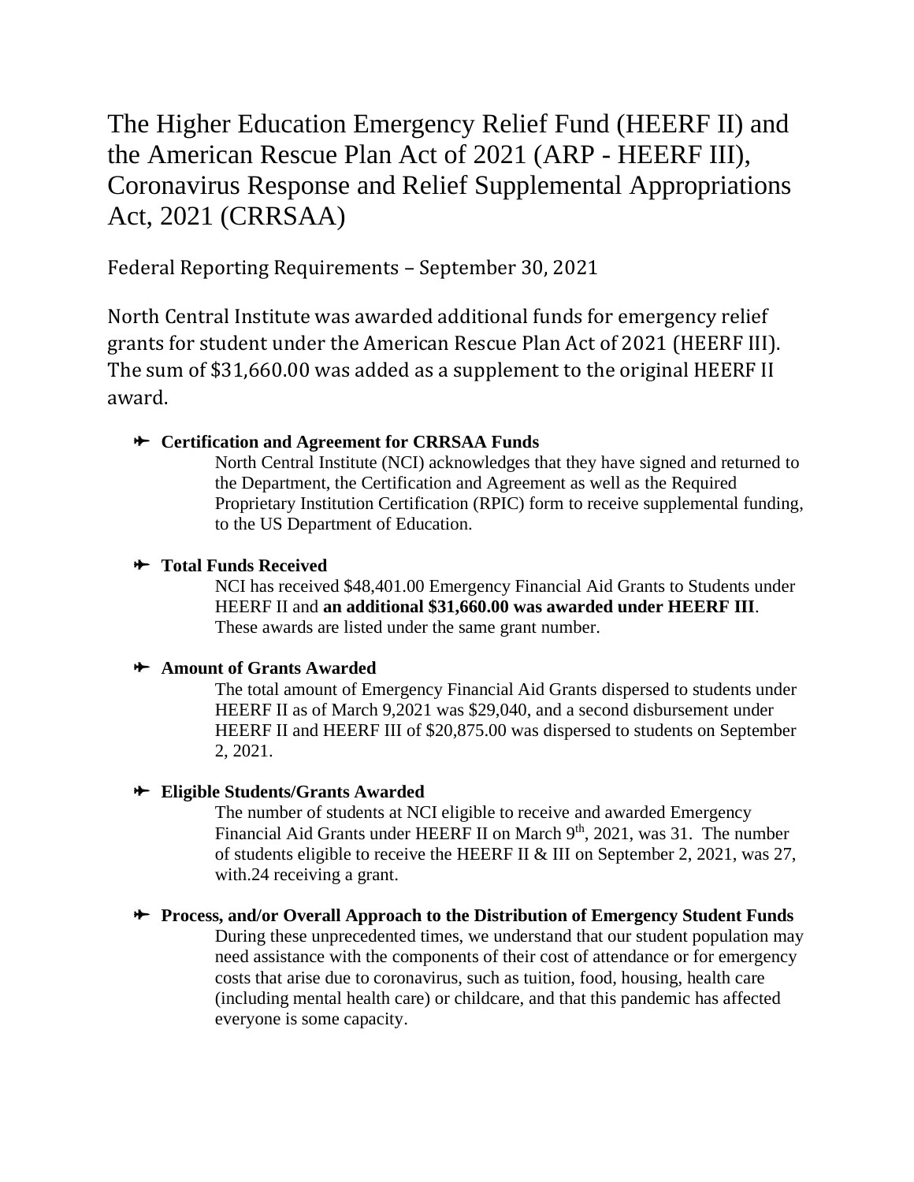# The Higher Education Emergency Relief Fund (HEERF II) and the American Rescue Plan Act of 2021 (ARP - HEERF III), Coronavirus Response and Relief Supplemental Appropriations Act, 2021 (CRRSAA)

Federal Reporting Requirements – September 30, 2021

North Central Institute was awarded additional funds for emergency relief grants for student under the American Rescue Plan Act of 2021 (HEERF III). The sum of $31,660.00 was added as a supplement to the original HEERF II award.

- **Certification and Agreement for CRRSAA Funds**

  North Central Institute (NCI) acknowledges that they have signed and returned to the Department, the Certification and Agreement as well as the Required Proprietary Institution Certification (RPIC) form to receive supplemental funding, to the US Department of Education.

- **Total Funds Received**

  NCI has received $48,401.00 Emergency Financial Aid Grants to Students under HEERF II and **an additional $31,660.00 was awarded under HEERF III**. These awards are listed under the same grant number.

- **Amount of Grants Awarded**

  The total amount of Emergency Financial Aid Grants dispersed to students under HEERF II as of March 9,2021 was $29,040, and a second disbursement under HEERF II and HEERF III of $20,875.00 was dispersed to students on September 2, 2021.

- **Eligible Students/Grants Awarded**

  The number of students at NCI eligible to receive and awarded Emergency Financial Aid Grants under HEERF II on March 9th, 2021, was 31. The number of students eligible to receive the HEERF II & III on September 2, 2021, was 27, with.24 receiving a grant.

- **Process, and/or Overall Approach to the Distribution of Emergency Student Funds**

  During these unprecedented times, we understand that our student population may need assistance with the components of their cost of attendance or for emergency costs that arise due to coronavirus, such as tuition, food, housing, health care (including mental health care) or childcare, and that this pandemic has affected everyone is some capacity.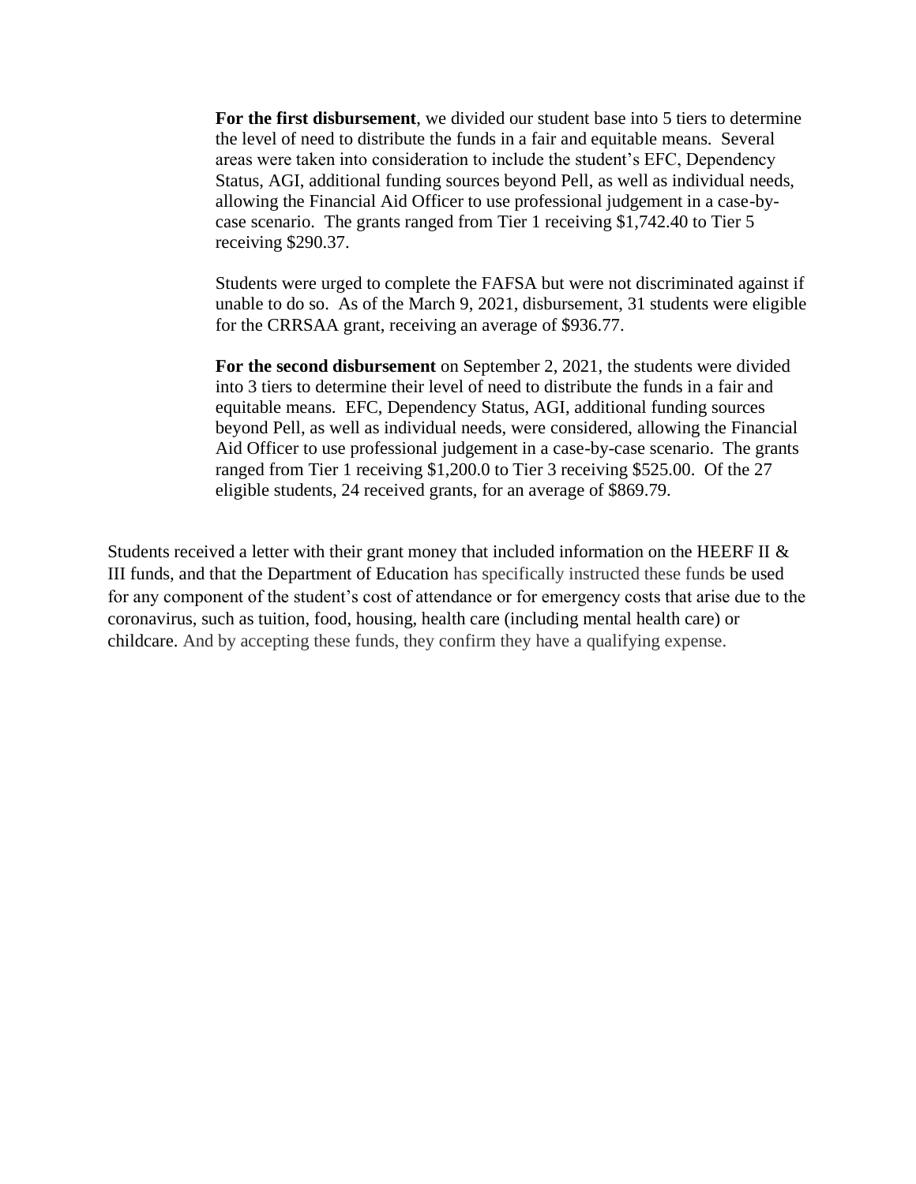**For the first disbursement**, we divided our student base into 5 tiers to determine the level of need to distribute the funds in a fair and equitable means. Several areas were taken into consideration to include the student's EFC, Dependency Status, AGI, additional funding sources beyond Pell, as well as individual needs, allowing the Financial Aid Officer to use professional judgement in a case-by-case scenario. The grants ranged from Tier 1 receiving $1,742.40 to Tier 5 receiving $290.37.

Students were urged to complete the FAFSA but were not discriminated against if unable to do so. As of the March 9, 2021, disbursement, 31 students were eligible for the CRRSAA grant, receiving an average of $936.77.

**For the second disbursement** on September 2, 2021, the students were divided into 3 tiers to determine their level of need to distribute the funds in a fair and equitable means. EFC, Dependency Status, AGI, additional funding sources beyond Pell, as well as individual needs, were considered, allowing the Financial Aid Officer to use professional judgement in a case-by-case scenario. The grants ranged from Tier 1 receiving $1,200.0 to Tier 3 receiving $525.00. Of the 27 eligible students, 24 received grants, for an average of $869.79.

Students received a letter with their grant money that included information on the HEERF II & III funds, and that the Department of Education has specifically instructed these funds be used for any component of the student's cost of attendance or for emergency costs that arise due to the coronavirus, such as tuition, food, housing, health care (including mental health care) or childcare. And by accepting these funds, they confirm they have a qualifying expense.